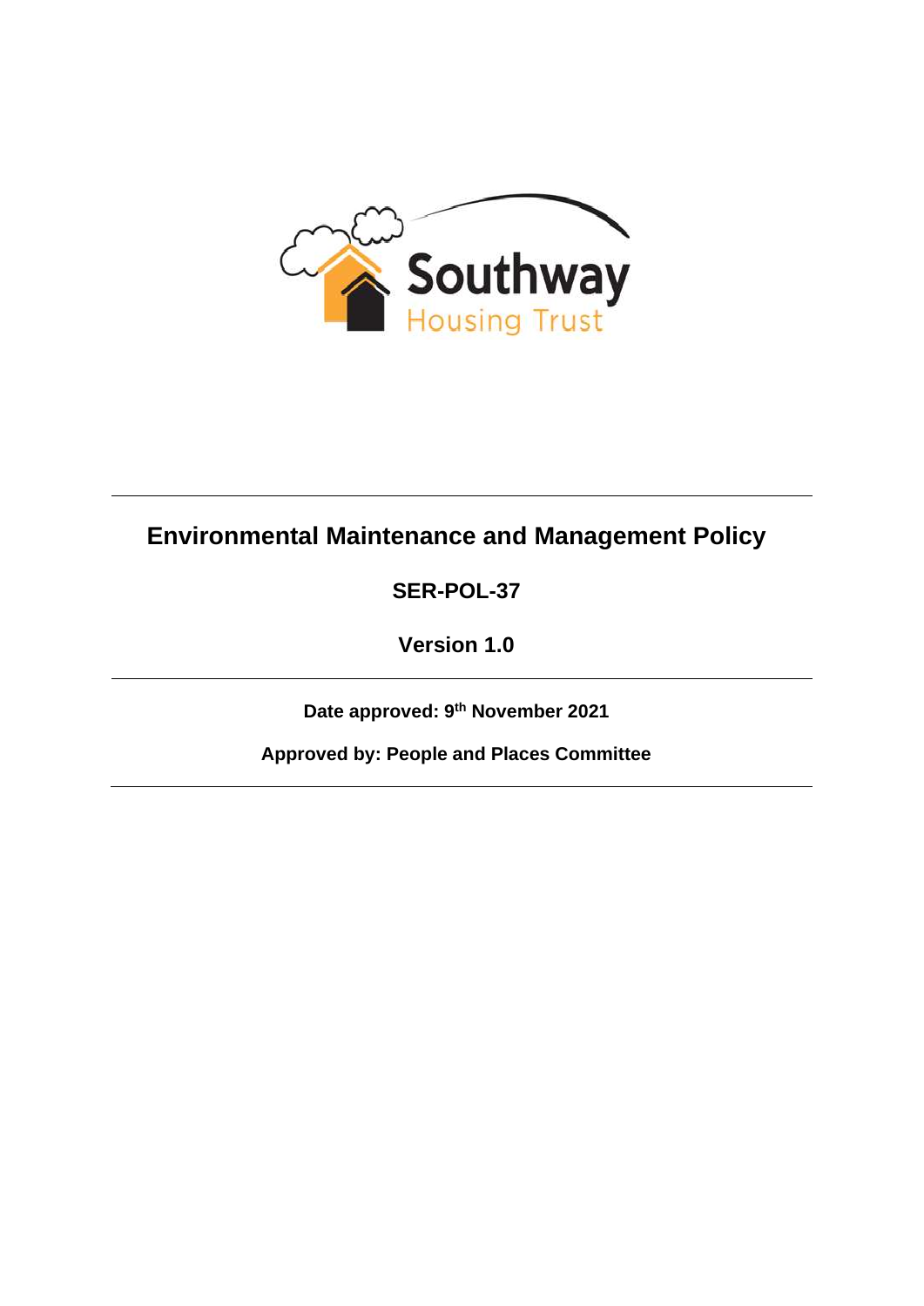Southway Housing Trust

# Environmental Maintenance and Management Policy

**SER-POL-37**

**Version 1.0**

---

**Date approved: 9th November 2021**

**Approved by: People and Places Committee**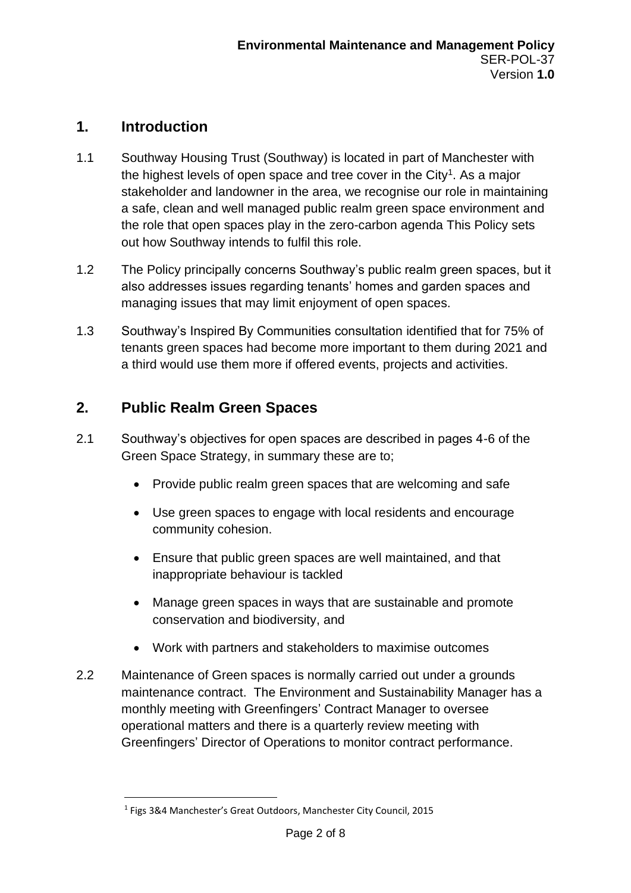## 1. Introduction

1.1 Southway Housing Trust (Southway) is located in part of Manchester with the highest levels of open space and tree cover in the City[1]. As a major stakeholder and landowner in the area, we recognise our role in maintaining a safe, clean and well managed public realm green space environment and the role that open spaces play in the zero-carbon agenda This Policy sets out how Southway intends to fulfil this role.

1.2 The Policy principally concerns Southway's public realm green spaces, but it also addresses issues regarding tenants' homes and garden spaces and managing issues that may limit enjoyment of open spaces.

1.3 Southway's Inspired By Communities consultation identified that for 75% of tenants green spaces had become more important to them during 2021 and a third would use them more if offered events, projects and activities.

## 2. Public Realm Green Spaces

2.1 Southway's objectives for open spaces are described in pages 4-6 of the Green Space Strategy, in summary these are to;

- Provide public realm green spaces that are welcoming and safe
- Use green spaces to engage with local residents and encourage community cohesion.
- Ensure that public green spaces are well maintained, and that inappropriate behaviour is tackled
- Manage green spaces in ways that are sustainable and promote conservation and biodiversity, and
- Work with partners and stakeholders to maximise outcomes

2.2 Maintenance of Green spaces is normally carried out under a grounds maintenance contract. The Environment and Sustainability Manager has a monthly meeting with Greenfingers' Contract Manager to oversee operational matters and there is a quarterly review meeting with Greenfingers' Director of Operations to monitor contract performance.

---

[1] Figs 3&4 Manchester's Great Outdoors, Manchester City Council, 2015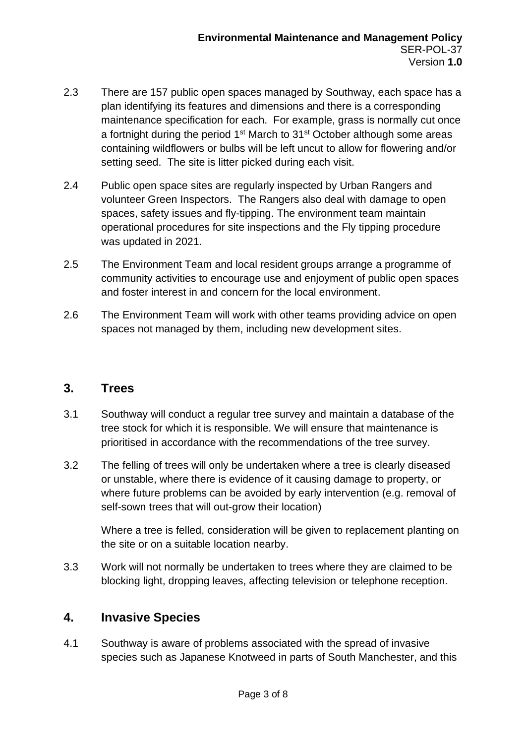2.3 There are 157 public open spaces managed by Southway, each space has a plan identifying its features and dimensions and there is a corresponding maintenance specification for each. For example, grass is normally cut once a fortnight during the period 1st March to 31st October although some areas containing wildflowers or bulbs will be left uncut to allow for flowering and/or setting seed. The site is litter picked during each visit.

2.4 Public open space sites are regularly inspected by Urban Rangers and volunteer Green Inspectors. The Rangers also deal with damage to open spaces, safety issues and fly-tipping. The environment team maintain operational procedures for site inspections and the Fly tipping procedure was updated in 2021.

2.5 The Environment Team and local resident groups arrange a programme of community activities to encourage use and enjoyment of public open spaces and foster interest in and concern for the local environment.

2.6 The Environment Team will work with other teams providing advice on open spaces not managed by them, including new development sites.

## 3. Trees

3.1 Southway will conduct a regular tree survey and maintain a database of the tree stock for which it is responsible. We will ensure that maintenance is prioritised in accordance with the recommendations of the tree survey.

3.2 The felling of trees will only be undertaken where a tree is clearly diseased or unstable, where there is evidence of it causing damage to property, or where future problems can be avoided by early intervention (e.g. removal of self-sown trees that will out-grow their location)

Where a tree is felled, consideration will be given to replacement planting on the site or on a suitable location nearby.

3.3 Work will not normally be undertaken to trees where they are claimed to be blocking light, dropping leaves, affecting television or telephone reception.

## 4. Invasive Species

4.1 Southway is aware of problems associated with the spread of invasive species such as Japanese Knotweed in parts of South Manchester, and this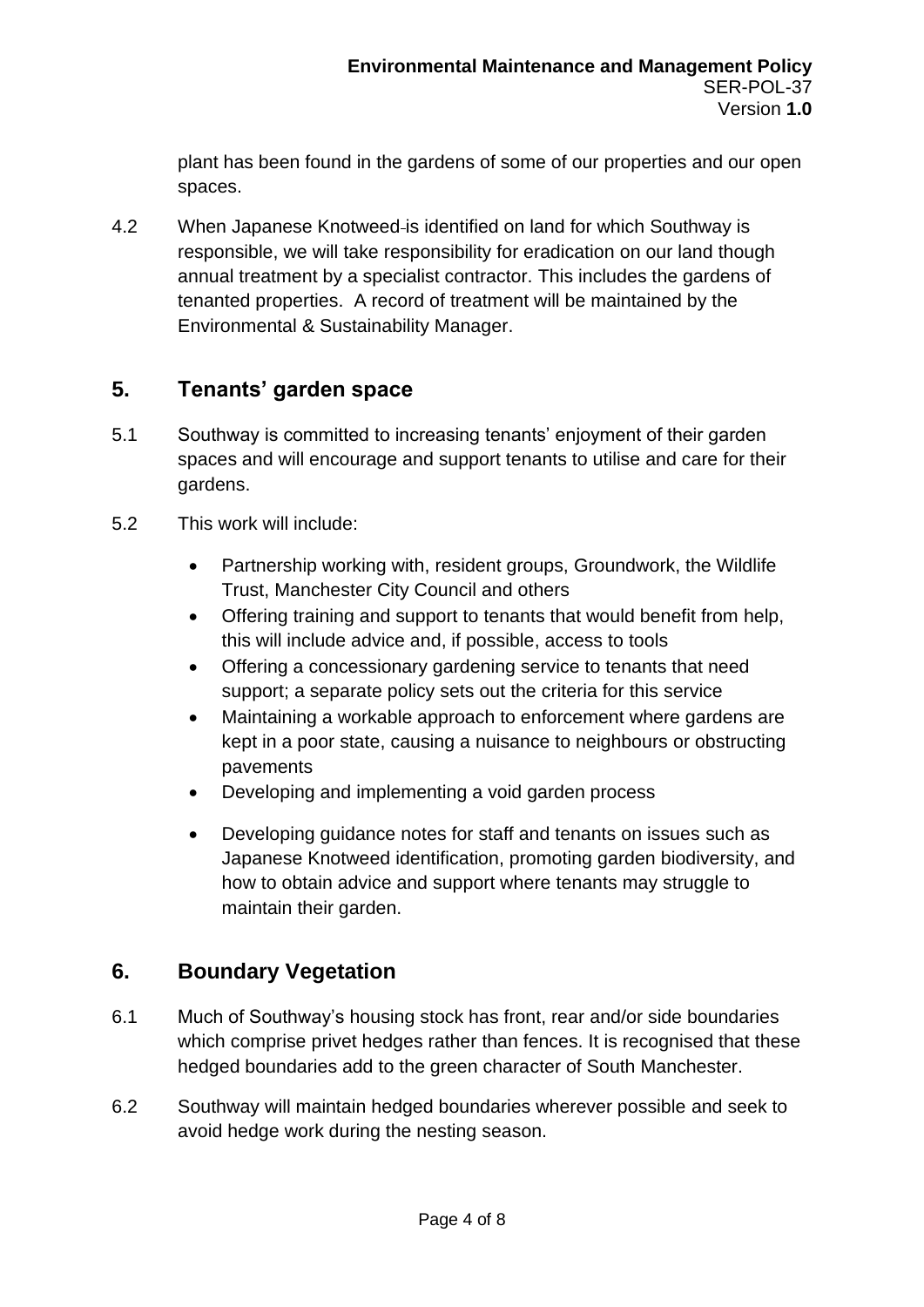plant has been found in the gardens of some of our properties and our open spaces.

4.2 When Japanese Knotweed is identified on land for which Southway is responsible, we will take responsibility for eradication on our land though annual treatment by a specialist contractor. This includes the gardens of tenanted properties. A record of treatment will be maintained by the Environmental & Sustainability Manager.

## 5. Tenants' garden space

5.1 Southway is committed to increasing tenants' enjoyment of their garden spaces and will encourage and support tenants to utilise and care for their gardens.

5.2 This work will include:

- Partnership working with, resident groups, Groundwork, the Wildlife Trust, Manchester City Council and others
- Offering training and support to tenants that would benefit from help, this will include advice and, if possible, access to tools
- Offering a concessionary gardening service to tenants that need support; a separate policy sets out the criteria for this service
- Maintaining a workable approach to enforcement where gardens are kept in a poor state, causing a nuisance to neighbours or obstructing pavements
- Developing and implementing a void garden process
- Developing guidance notes for staff and tenants on issues such as Japanese Knotweed identification, promoting garden biodiversity, and how to obtain advice and support where tenants may struggle to maintain their garden.

## 6. Boundary Vegetation

6.1 Much of Southway's housing stock has front, rear and/or side boundaries which comprise privet hedges rather than fences. It is recognised that these hedged boundaries add to the green character of South Manchester.

6.2 Southway will maintain hedged boundaries wherever possible and seek to avoid hedge work during the nesting season.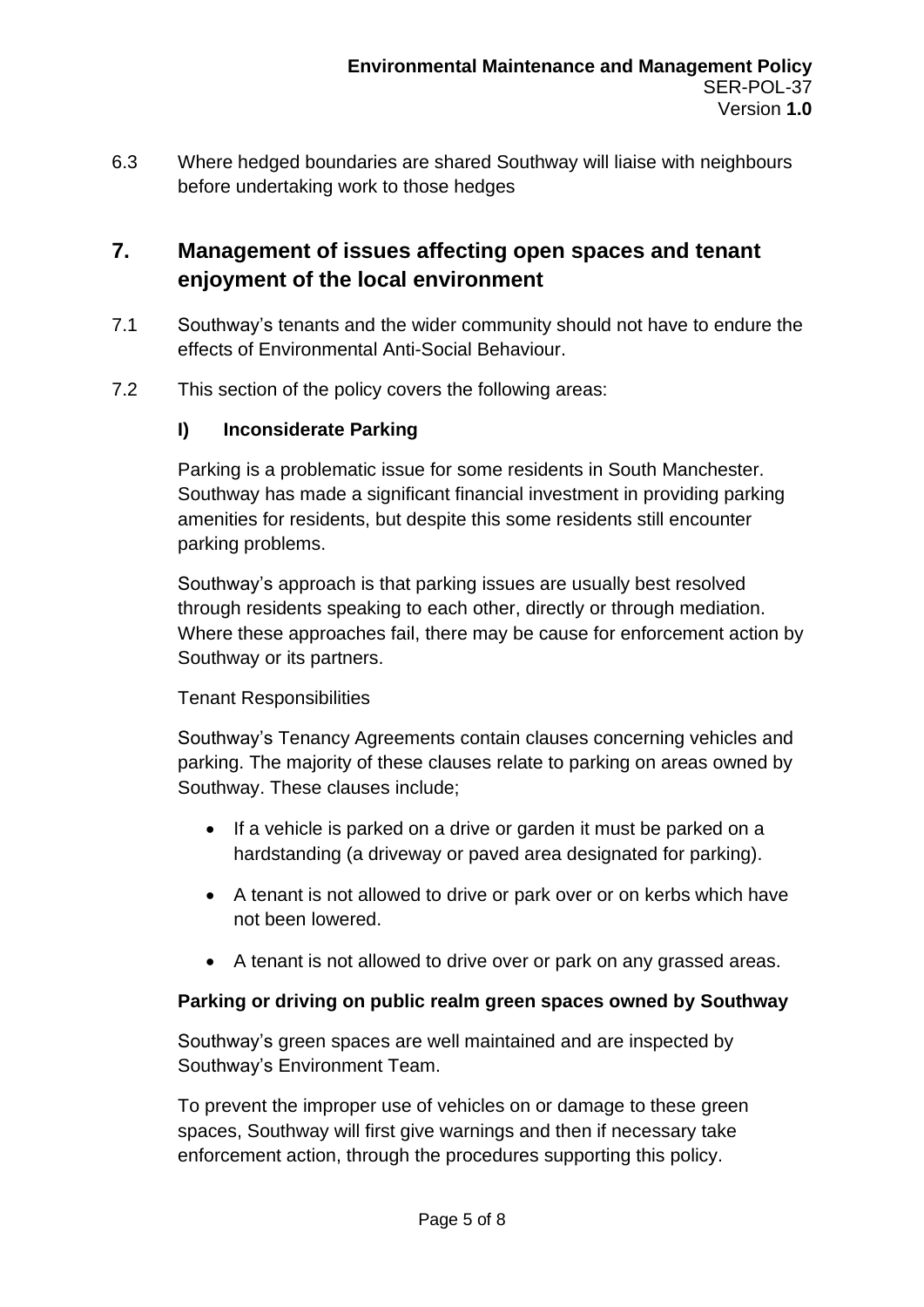6.3 Where hedged boundaries are shared Southway will liaise with neighbours before undertaking work to those hedges

## 7. Management of issues affecting open spaces and tenant enjoyment of the local environment

7.1 Southway's tenants and the wider community should not have to endure the effects of Environmental Anti-Social Behaviour.

7.2 This section of the policy covers the following areas:

### I) Inconsiderate Parking

Parking is a problematic issue for some residents in South Manchester. Southway has made a significant financial investment in providing parking amenities for residents, but despite this some residents still encounter parking problems.

Southway's approach is that parking issues are usually best resolved through residents speaking to each other, directly or through mediation. Where these approaches fail, there may be cause for enforcement action by Southway or its partners.

Tenant Responsibilities

Southway's Tenancy Agreements contain clauses concerning vehicles and parking. The majority of these clauses relate to parking on areas owned by Southway. These clauses include;

- If a vehicle is parked on a drive or garden it must be parked on a hardstanding (a driveway or paved area designated for parking).
- A tenant is not allowed to drive or park over or on kerbs which have not been lowered.
- A tenant is not allowed to drive over or park on any grassed areas.

**Parking or driving on public realm green spaces owned by Southway**

Southway's green spaces are well maintained and are inspected by Southway's Environment Team.

To prevent the improper use of vehicles on or damage to these green spaces, Southway will first give warnings and then if necessary take enforcement action, through the procedures supporting this policy.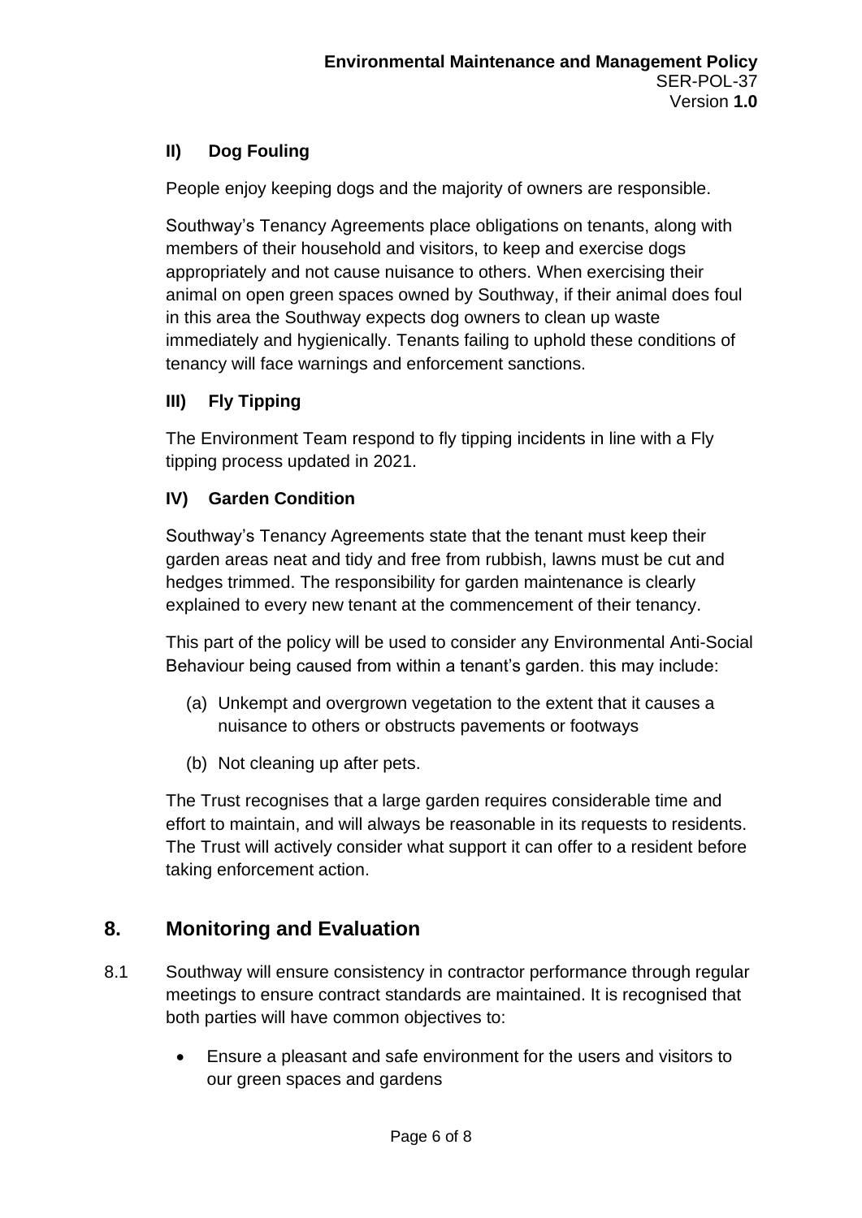### II) Dog Fouling

People enjoy keeping dogs and the majority of owners are responsible.

Southway's Tenancy Agreements place obligations on tenants, along with members of their household and visitors, to keep and exercise dogs appropriately and not cause nuisance to others. When exercising their animal on open green spaces owned by Southway, if their animal does foul in this area the Southway expects dog owners to clean up waste immediately and hygienically. Tenants failing to uphold these conditions of tenancy will face warnings and enforcement sanctions.

### III) Fly Tipping

The Environment Team respond to fly tipping incidents in line with a Fly tipping process updated in 2021.

### IV) Garden Condition

Southway's Tenancy Agreements state that the tenant must keep their garden areas neat and tidy and free from rubbish, lawns must be cut and hedges trimmed. The responsibility for garden maintenance is clearly explained to every new tenant at the commencement of their tenancy.

This part of the policy will be used to consider any Environmental Anti-Social Behaviour being caused from within a tenant's garden. this may include:

(a) Unkempt and overgrown vegetation to the extent that it causes a nuisance to others or obstructs pavements or footways

(b) Not cleaning up after pets.

The Trust recognises that a large garden requires considerable time and effort to maintain, and will always be reasonable in its requests to residents. The Trust will actively consider what support it can offer to a resident before taking enforcement action.

## 8. Monitoring and Evaluation

8.1 Southway will ensure consistency in contractor performance through regular meetings to ensure contract standards are maintained. It is recognised that both parties will have common objectives to:

- Ensure a pleasant and safe environment for the users and visitors to our green spaces and gardens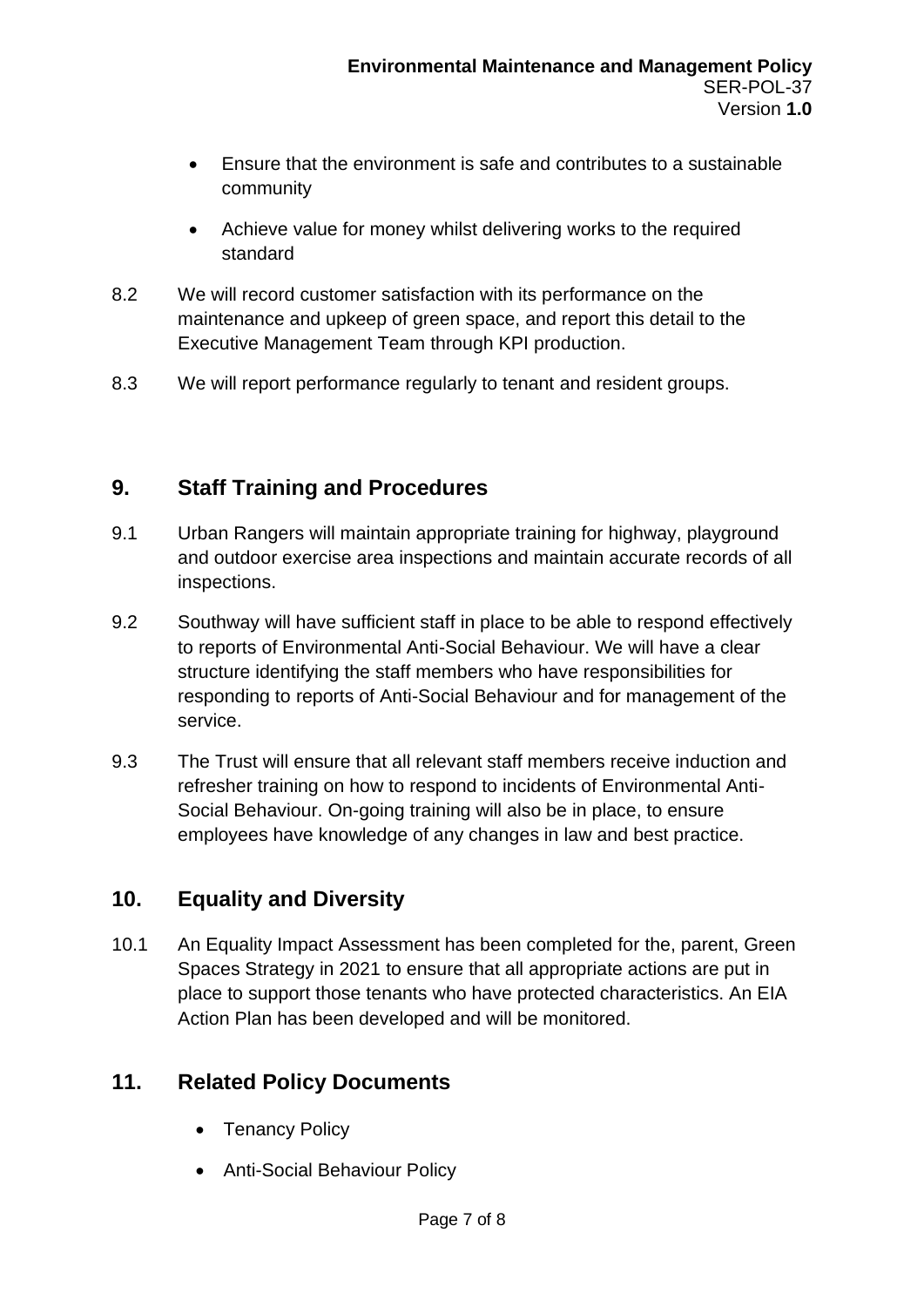- Ensure that the environment is safe and contributes to a sustainable community
- Achieve value for money whilst delivering works to the required standard

8.2 We will record customer satisfaction with its performance on the maintenance and upkeep of green space, and report this detail to the Executive Management Team through KPI production.

8.3 We will report performance regularly to tenant and resident groups.

## 9. Staff Training and Procedures

9.1 Urban Rangers will maintain appropriate training for highway, playground and outdoor exercise area inspections and maintain accurate records of all inspections.

9.2 Southway will have sufficient staff in place to be able to respond effectively to reports of Environmental Anti-Social Behaviour. We will have a clear structure identifying the staff members who have responsibilities for responding to reports of Anti-Social Behaviour and for management of the service.

9.3 The Trust will ensure that all relevant staff members receive induction and refresher training on how to respond to incidents of Environmental Anti-Social Behaviour. On-going training will also be in place, to ensure employees have knowledge of any changes in law and best practice.

## 10. Equality and Diversity

10.1 An Equality Impact Assessment has been completed for the, parent, Green Spaces Strategy in 2021 to ensure that all appropriate actions are put in place to support those tenants who have protected characteristics. An EIA Action Plan has been developed and will be monitored.

## 11. Related Policy Documents

- Tenancy Policy
- Anti-Social Behaviour Policy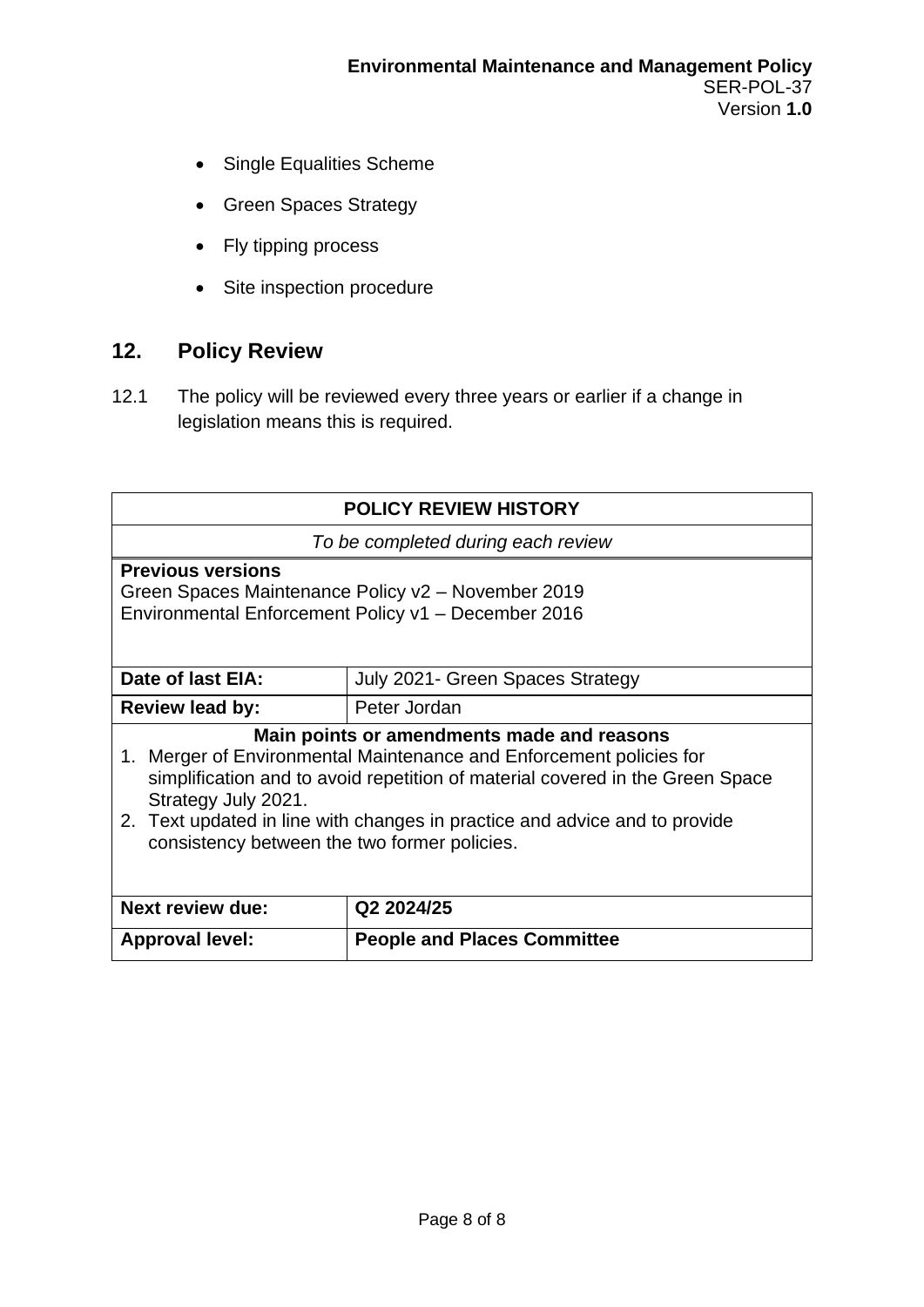- Single Equalities Scheme
- Green Spaces Strategy
- Fly tipping process
- Site inspection procedure

## 12. Policy Review

12.1 The policy will be reviewed every three years or earlier if a change in legislation means this is required.

| **POLICY REVIEW HISTORY** | |
|---|---|
| *To be completed during each review* | |
| **Previous versions**<br>Green Spaces Maintenance Policy v2 – November 2019<br>Environmental Enforcement Policy v1 – December 2016 | |
| **Date of last EIA:** | July 2021- Green Spaces Strategy |
| **Review lead by:** | Peter Jordan |
| **Main points or amendments made and reasons**<br>1. Merger of Environmental Maintenance and Enforcement policies for simplification and to avoid repetition of material covered in the Green Space Strategy July 2021.<br>2. Text updated in line with changes in practice and advice and to provide consistency between the two former policies. | |
| **Next review due:** | **Q2 2024/25** |
| **Approval level:** | **People and Places Committee** |